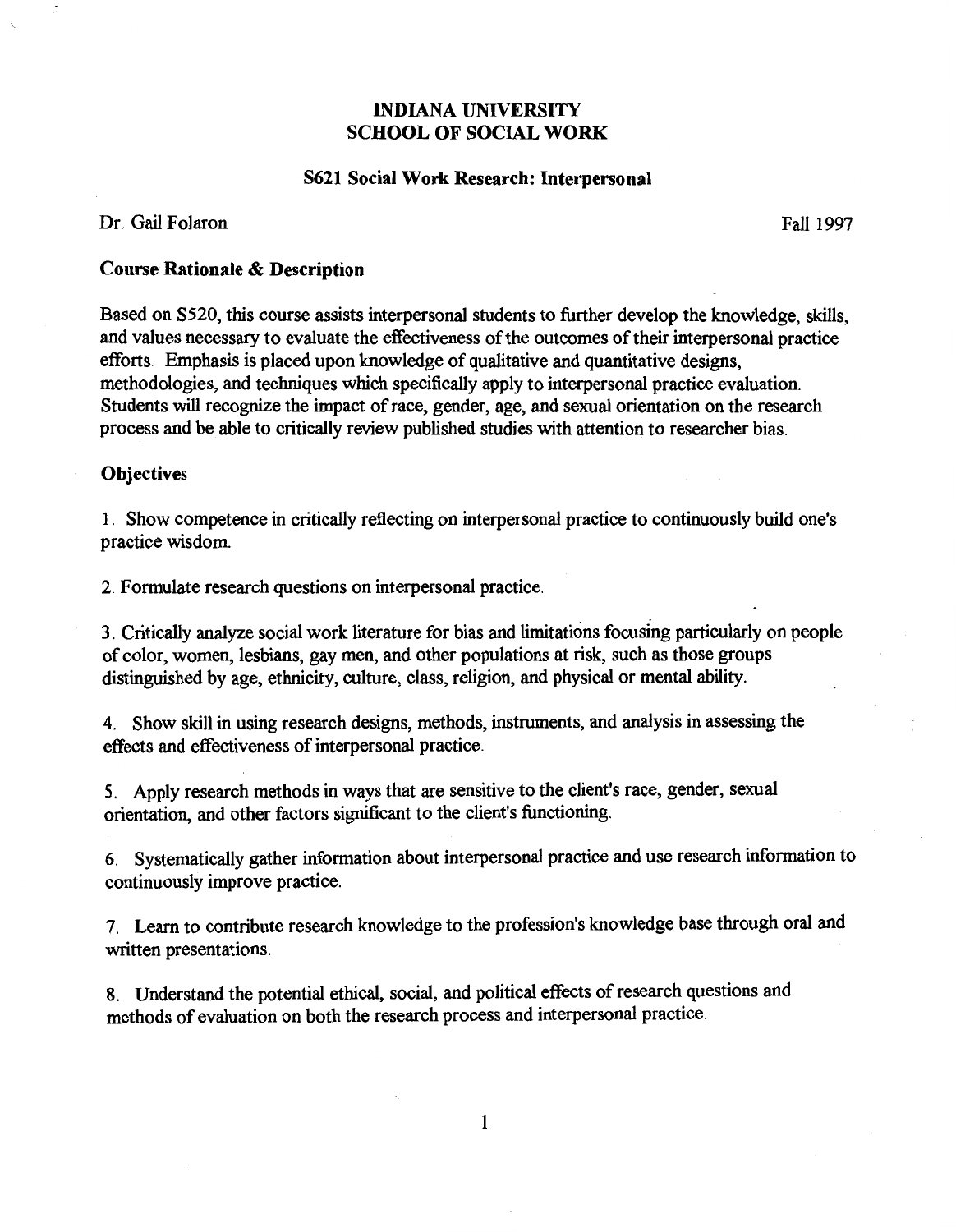# INDIANA UNIVERSITY
# SCHOOL OF SOCIAL WORK

## S621 Social Work Research: Interpersonal

Dr. Gail Folaron

Fall 1997

### Course Rationale & Description

Based on S520, this course assists interpersonal students to further develop the knowledge, skills, and values necessary to evaluate the effectiveness of the outcomes of their interpersonal practice efforts. Emphasis is placed upon knowledge of qualitative and quantitative designs, methodologies, and techniques which specifically apply to interpersonal practice evaluation. Students will recognize the impact of race, gender, age, and sexual orientation on the research process and be able to critically review published studies with attention to researcher bias.

### Objectives

1. Show competence in critically reflecting on interpersonal practice to continuously build one's practice wisdom.

2. Formulate research questions on interpersonal practice.

3. Critically analyze social work literature for bias and limitations focusing particularly on people of color, women, lesbians, gay men, and other populations at risk, such as those groups distinguished by age, ethnicity, culture, class, religion, and physical or mental ability.

4. Show skill in using research designs, methods, instruments, and analysis in assessing the effects and effectiveness of interpersonal practice.

5. Apply research methods in ways that are sensitive to the client's race, gender, sexual orientation, and other factors significant to the client's functioning.

6. Systematically gather information about interpersonal practice and use research information to continuously improve practice.

7. Learn to contribute research knowledge to the profession's knowledge base through oral and written presentations.

8. Understand the potential ethical, social, and political effects of research questions and methods of evaluation on both the research process and interpersonal practice.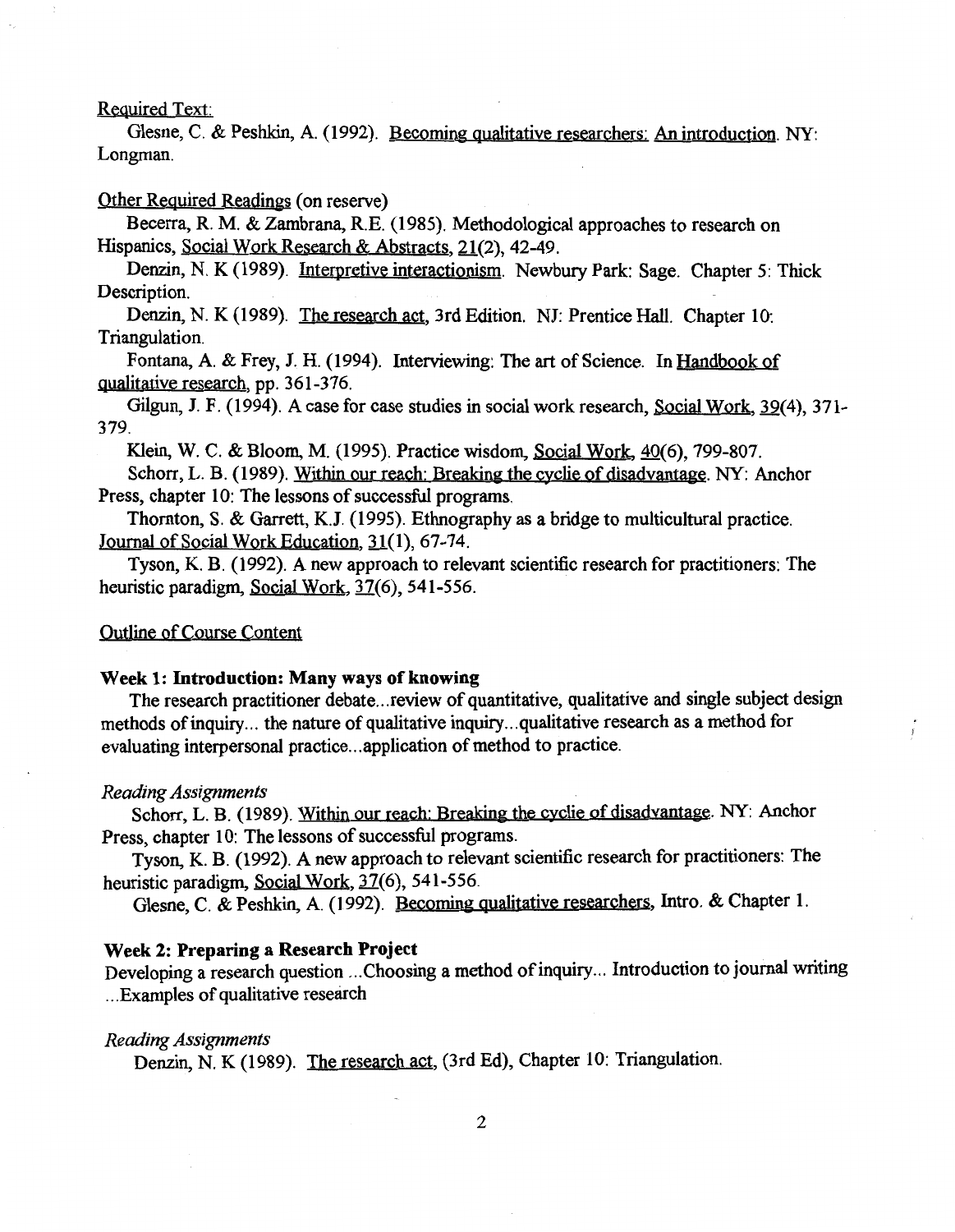Required Text:

Glesne, C. & Peshkin, A. (1992). Becoming qualitative researchers: An introduction. NY: Longman.

Other Required Readings (on reserve)

Becerra, R. M. & Zambrana, R.E. (1985). Methodological approaches to research on Hispanics, Social Work Research & Abstracts, 21(2), 42-49.

Denzin, N. K (1989). Interpretive interactionism. Newbury Park: Sage. Chapter 5: Thick Description.

Denzin, N. K (1989). The research act, 3rd Edition. NJ: Prentice Hall. Chapter 10: Triangulation.

Fontana, A. & Frey, J. H. (1994). Interviewing: The art of Science. In Handbook of qualitative research, pp. 361-376.

Gilgun, J. F. (1994). A case for case studies in social work research, Social Work, 39(4), 371-379.

Klein, W. C. & Bloom, M. (1995). Practice wisdom, Social Work, 40(6), 799-807.

Schorr, L. B. (1989). Within our reach: Breaking the cyclie of disadvantage. NY: Anchor Press, chapter 10: The lessons of successful programs.

Thornton, S. & Garrett, K.J. (1995). Ethnography as a bridge to multicultural practice. Journal of Social Work Education, 31(1), 67-74.

Tyson, K. B. (1992). A new approach to relevant scientific research for practitioners: The heuristic paradigm, Social Work, 37(6), 541-556.

Outline of Course Content

### Week 1: Introduction: Many ways of knowing

The research practitioner debate...review of quantitative, qualitative and single subject design methods of inquiry... the nature of qualitative inquiry...qualitative research as a method for evaluating interpersonal practice...application of method to practice.

*Reading Assignments*

Schorr, L. B. (1989). Within our reach: Breaking the cyclie of disadvantage. NY: Anchor Press, chapter 10: The lessons of successful programs.

Tyson, K. B. (1992). A new approach to relevant scientific research for practitioners: The heuristic paradigm, Social Work, 37(6), 541-556.

Glesne, C. & Peshkin, A. (1992). Becoming qualitative researchers, Intro. & Chapter 1.

### Week 2: Preparing a Research Project

Developing a research question ...Choosing a method of inquiry... Introduction to journal writing ...Examples of qualitative research

*Reading Assignments*

Denzin, N. K (1989). The research act, (3rd Ed), Chapter 10: Triangulation.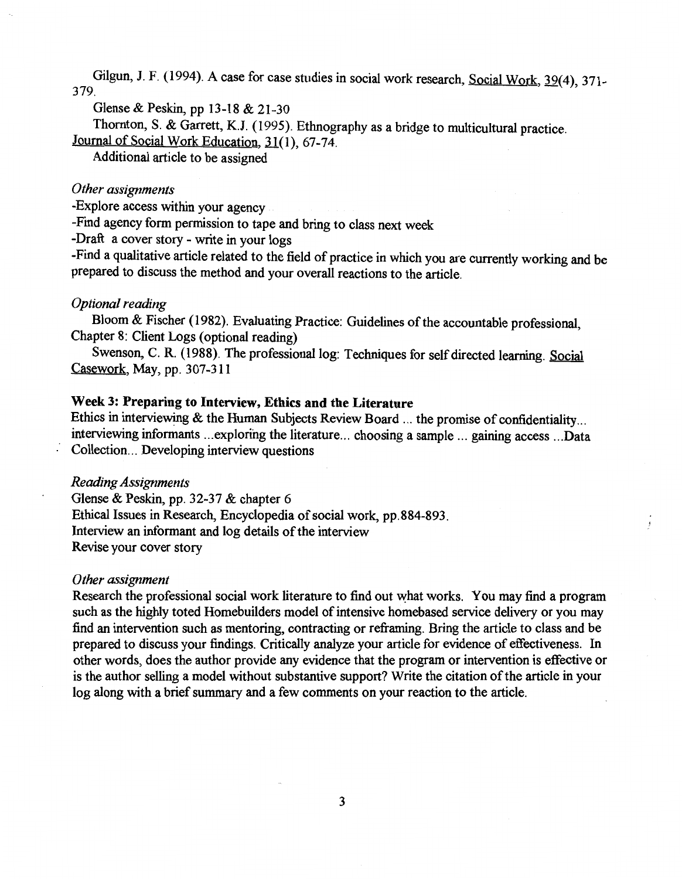Gilgun, J. F. (1994). A case for case studies in social work research, Social Work, 39(4), 371-379.

Glense & Peskin, pp 13-18 & 21-30

Thornton, S. & Garrett, K.J. (1995). Ethnography as a bridge to multicultural practice. Journal of Social Work Education, 31(1), 67-74.

Additional article to be assigned

*Other assignments*

-Explore access within your agency

-Find agency form permission to tape and bring to class next week

-Draft a cover story - write in your logs

-Find a qualitative article related to the field of practice in which you are currently working and be prepared to discuss the method and your overall reactions to the article.

*Optional reading*

Bloom & Fischer (1982). Evaluating Practice: Guidelines of the accountable professional, Chapter 8: Client Logs (optional reading)

Swenson, C. R. (1988). The professional log: Techniques for self directed learning. Social Casework, May, pp. 307-311

**Week 3: Preparing to Interview, Ethics and the Literature**

Ethics in interviewing & the Human Subjects Review Board ... the promise of confidentiality... interviewing informants ...exploring the literature... choosing a sample ... gaining access ...Data Collection... Developing interview questions

*Reading Assignments*

Glense & Peskin, pp. 32-37 & chapter 6

Ethical Issues in Research, Encyclopedia of social work, pp.884-893.

Interview an informant and log details of the interview

Revise your cover story

*Other assignment*

Research the professional social work literature to find out what works. You may find a program such as the highly toted Homebuilders model of intensive homebased service delivery or you may find an intervention such as mentoring, contracting or reframing. Bring the article to class and be prepared to discuss your findings. Critically analyze your article for evidence of effectiveness. In other words, does the author provide any evidence that the program or intervention is effective or is the author selling a model without substantive support? Write the citation of the article in your log along with a brief summary and a few comments on your reaction to the article.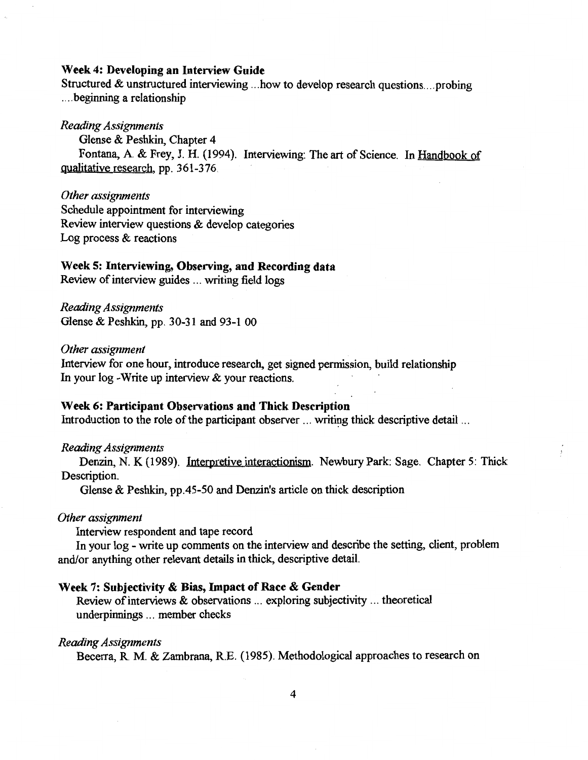**Week 4: Developing an Interview Guide**

Structured & unstructured interviewing ...how to develop research questions....probing ....beginning a relationship

*Reading Assignments*

Glense & Peshkin, Chapter 4

Fontana, A. & Frey, J. H. (1994). Interviewing: The art of Science. In Handbook of qualitative research, pp. 361-376.

*Other assignments*

Schedule appointment for interviewing
Review interview questions & develop categories
Log process & reactions

**Week 5: Interviewing, Observing, and Recording data**

Review of interview guides ... writing field logs

*Reading Assignments*

Glense & Peshkin, pp. 30-31 and 93-1 00

*Other assignment*

Interview for one hour, introduce research, get signed permission, build relationship
In your log -Write up interview & your reactions.

**Week 6: Participant Observations and Thick Description**

Introduction to the role of the participant observer ... writing thick descriptive detail ...

*Reading Assignments*

Denzin, N. K (1989). Interpretive interactionism. Newbury Park: Sage. Chapter 5: Thick Description.

Glense & Peshkin, pp.45-50 and Denzin's article on thick description

*Other assignment*

Interview respondent and tape record

In your log - write up comments on the interview and describe the setting, client, problem and/or anything other relevant details in thick, descriptive detail.

**Week 7: Subjectivity & Bias, Impact of Race & Gender**

Review of interviews & observations ... exploring subjectivity ... theoretical underpinnings ... member checks

*Reading Assignments*

Becerra, R. M. & Zambrana, R.E. (1985). Methodological approaches to research on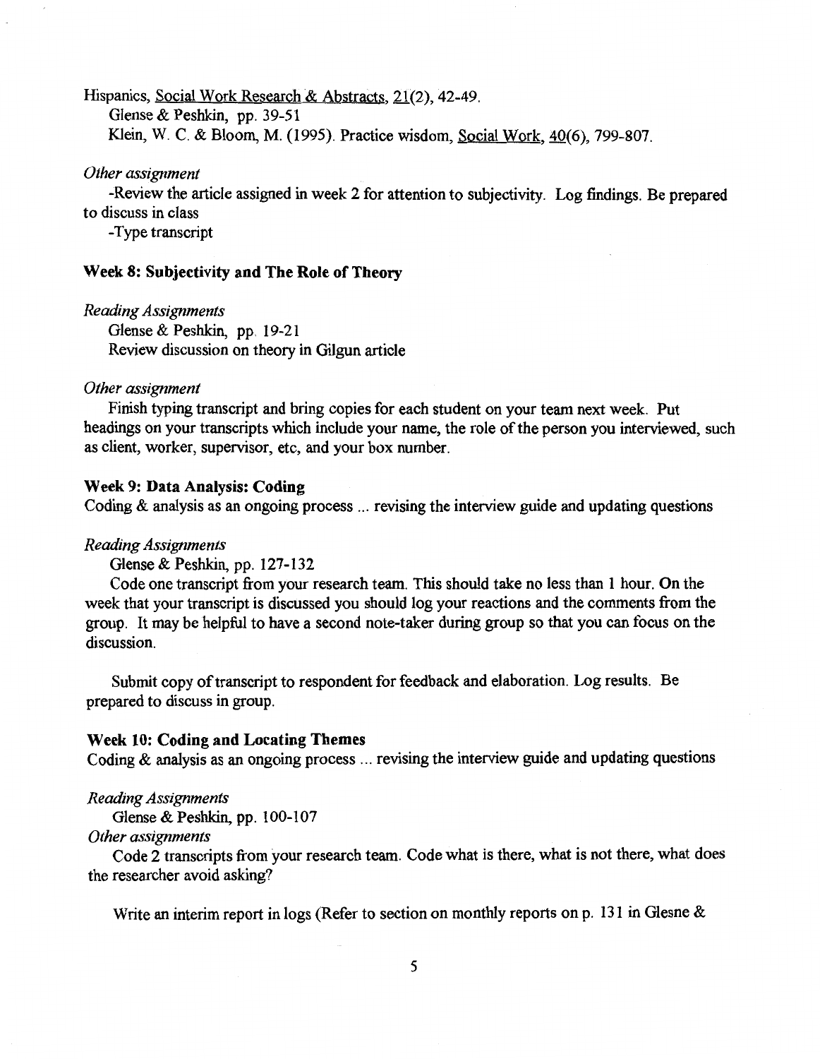Hispanics, Social Work Research & Abstracts, 21(2), 42-49.

Glense & Peshkin, pp. 39-51

Klein, W. C. & Bloom, M. (1995). Practice wisdom, Social Work, 40(6), 799-807.

*Other assignment*

-Review the article assigned in week 2 for attention to subjectivity. Log findings. Be prepared to discuss in class

-Type transcript

### Week 8: Subjectivity and The Role of Theory

*Reading Assignments*

Glense & Peshkin, pp. 19-21

Review discussion on theory in Gilgun article

*Other assignment*

Finish typing transcript and bring copies for each student on your team next week. Put headings on your transcripts which include your name, the role of the person you interviewed, such as client, worker, supervisor, etc, and your box number.

### Week 9: Data Analysis: Coding

Coding & analysis as an ongoing process ... revising the interview guide and updating questions

*Reading Assignments*

Glense & Peshkin, pp. 127-132

Code one transcript from your research team. This should take no less than 1 hour. On the week that your transcript is discussed you should log your reactions and the comments from the group. It may be helpful to have a second note-taker during group so that you can focus on the discussion.

Submit copy of transcript to respondent for feedback and elaboration. Log results. Be prepared to discuss in group.

### Week 10: Coding and Locating Themes

Coding & analysis as an ongoing process ... revising the interview guide and updating questions

*Reading Assignments*

Glense & Peshkin, pp. 100-107

*Other assignments*

Code 2 transcripts from your research team. Code what is there, what is not there, what does the researcher avoid asking?

Write an interim report in logs (Refer to section on monthly reports on p. 131 in Glesne &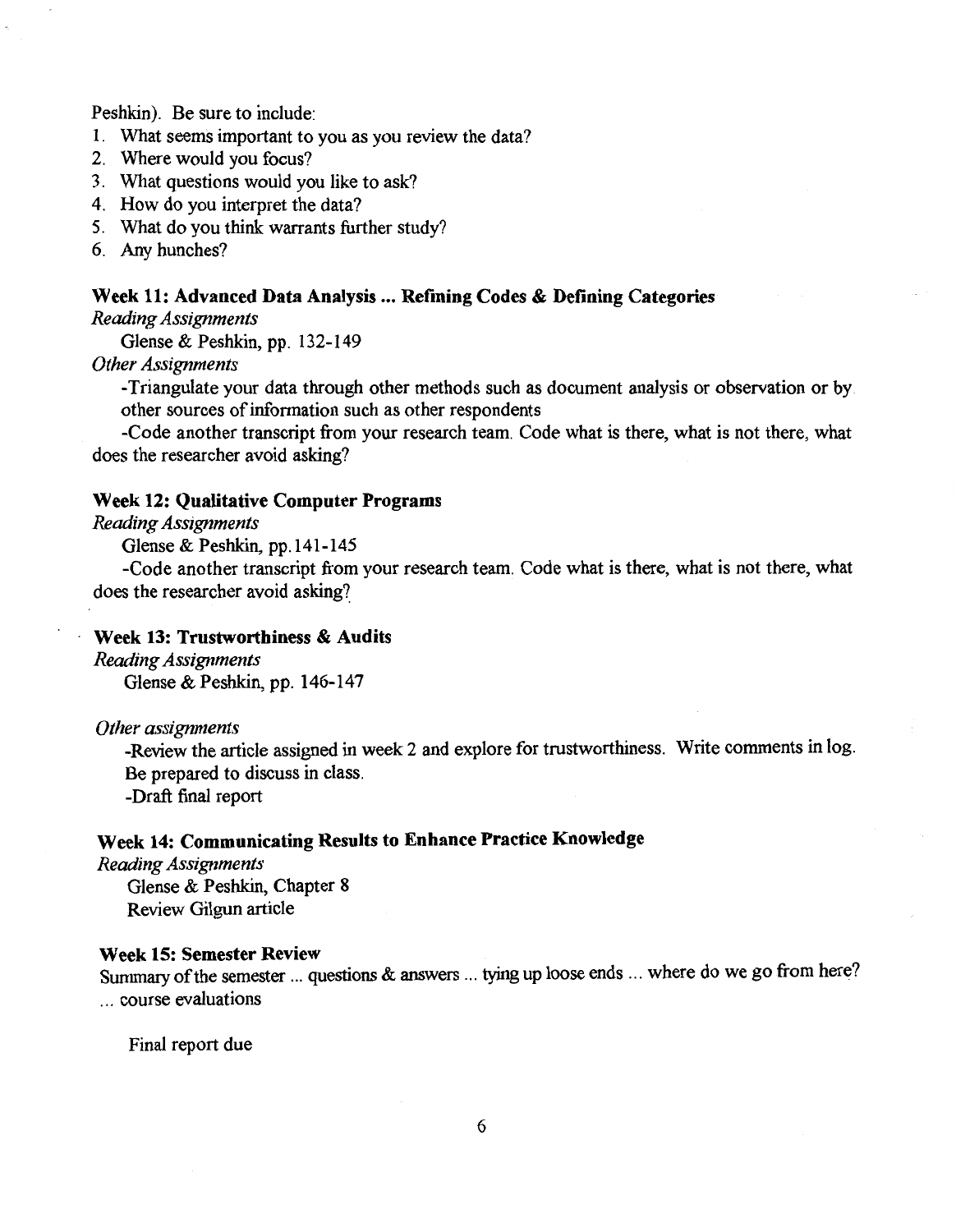Peshkin). Be sure to include:

1. What seems important to you as you review the data?
2. Where would you focus?
3. What questions would you like to ask?
4. How do you interpret the data?
5. What do you think warrants further study?
6. Any hunches?

### Week 11: Advanced Data Analysis ... Refining Codes & Defining Categories

*Reading Assignments*

Glense & Peshkin, pp. 132-149

*Other Assignments*

-Triangulate your data through other methods such as document analysis or observation or by other sources of information such as other respondents

-Code another transcript from your research team. Code what is there, what is not there, what does the researcher avoid asking?

### Week 12: Qualitative Computer Programs

*Reading Assignments*

Glense & Peshkin, pp.141-145

-Code another transcript from your research team. Code what is there, what is not there, what does the researcher avoid asking?

### Week 13: Trustworthiness & Audits

*Reading Assignments*

Glense & Peshkin, pp. 146-147

*Other assignments*

-Review the article assigned in week 2 and explore for trustworthiness. Write comments in log. Be prepared to discuss in class.

-Draft final report

### Week 14: Communicating Results to Enhance Practice Knowledge

*Reading Assignments*

Glense & Peshkin, Chapter 8

Review Gilgun article

### Week 15: Semester Review

Summary of the semester ... questions & answers ... tying up loose ends ... where do we go from here? ... course evaluations

Final report due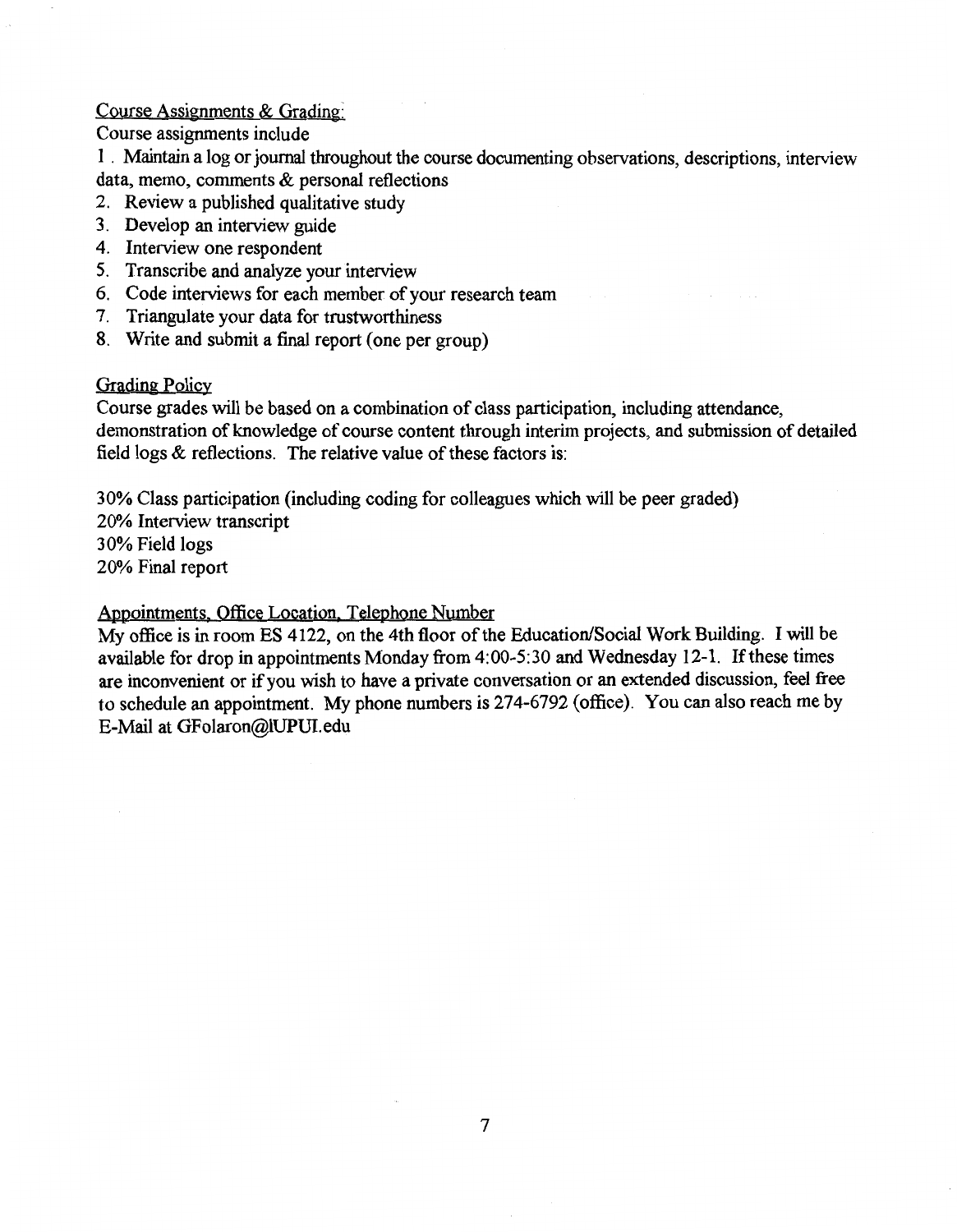## Course Assignments & Grading:

Course assignments include

1. Maintain a log or journal throughout the course documenting observations, descriptions, interview data, memo, comments & personal reflections
2. Review a published qualitative study
3. Develop an interview guide
4. Interview one respondent
5. Transcribe and analyze your interview
6. Code interviews for each member of your research team
7. Triangulate your data for trustworthiness
8. Write and submit a final report (one per group)

## Grading Policy

Course grades will be based on a combination of class participation, including attendance, demonstration of knowledge of course content through interim projects, and submission of detailed field logs & reflections. The relative value of these factors is:

30% Class participation (including coding for colleagues which will be peer graded)
20% Interview transcript
30% Field logs
20% Final report

## Appointments, Office Location, Telephone Number

My office is in room ES 4122, on the 4th floor of the Education/Social Work Building. I will be available for drop in appointments Monday from 4:00-5:30 and Wednesday 12-1. If these times are inconvenient or if you wish to have a private conversation or an extended discussion, feel free to schedule an appointment. My phone numbers is 274-6792 (office). You can also reach me by E-Mail at GFolaron@IUPUI.edu